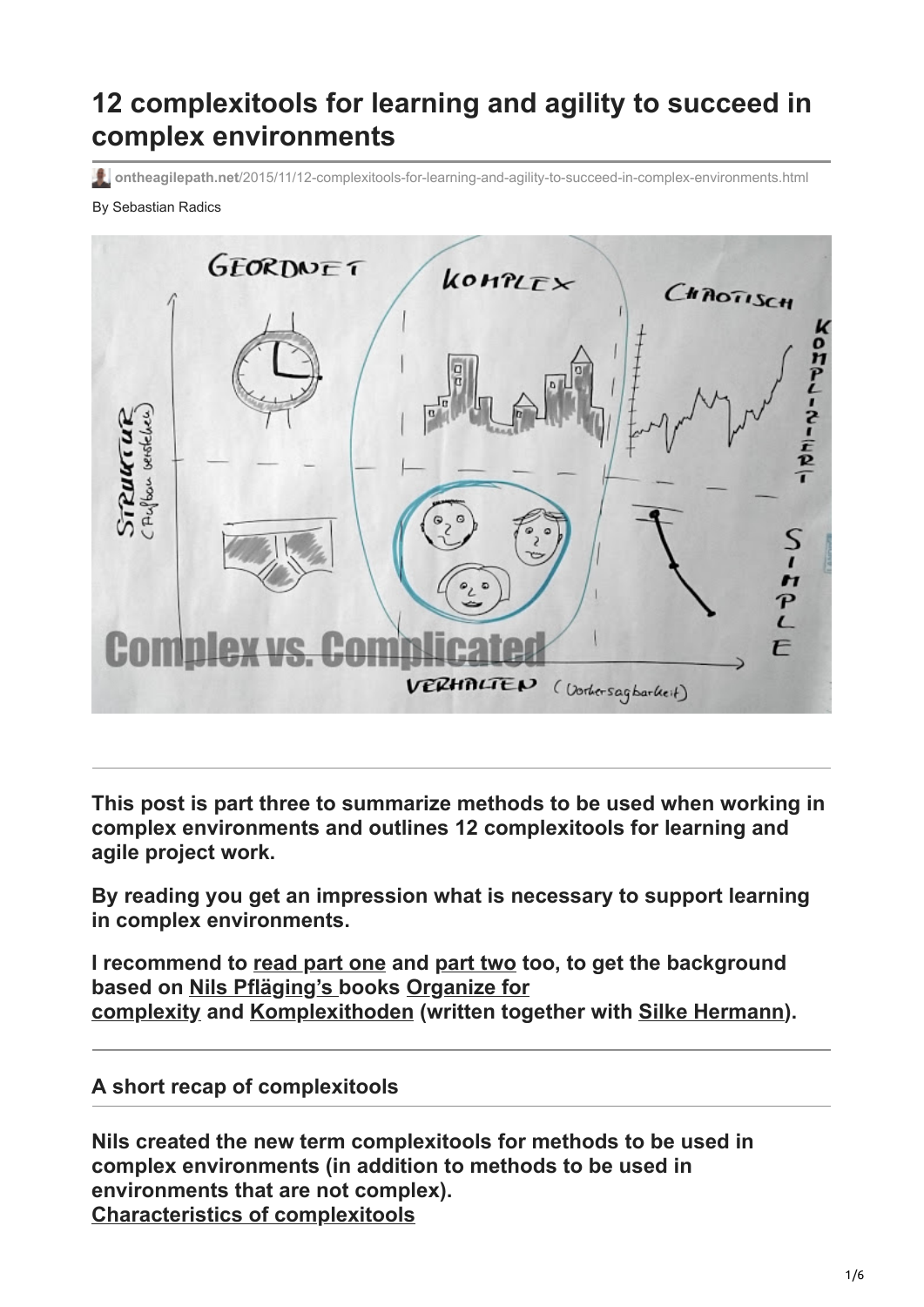# 12 complexitools for learning and agility to succeed in complex environments

ontheagilepath.net/2015/11/12-complexitools-for-learning-and-agility-to-succeed-in-complex-environments.html

By Sebastian Radics

**This post is part three to summarize methods to be used when working in complex environments and outlines 12 complexitools for learning and agile project work.**

**By reading you get an impression what is necessary to support learning in complex environments.**

**I recommend to read part one and part two too, to get the background based on Nils Pfläging's books Organize for complexity and Komplexithoden (written together with Silke Hermann).**

## A short recap of complexitools

**Nils created the new term complexitools for methods to be used in complex environments (in addition to methods to be used in environments that are not complex).**
**Characteristics of complexitools**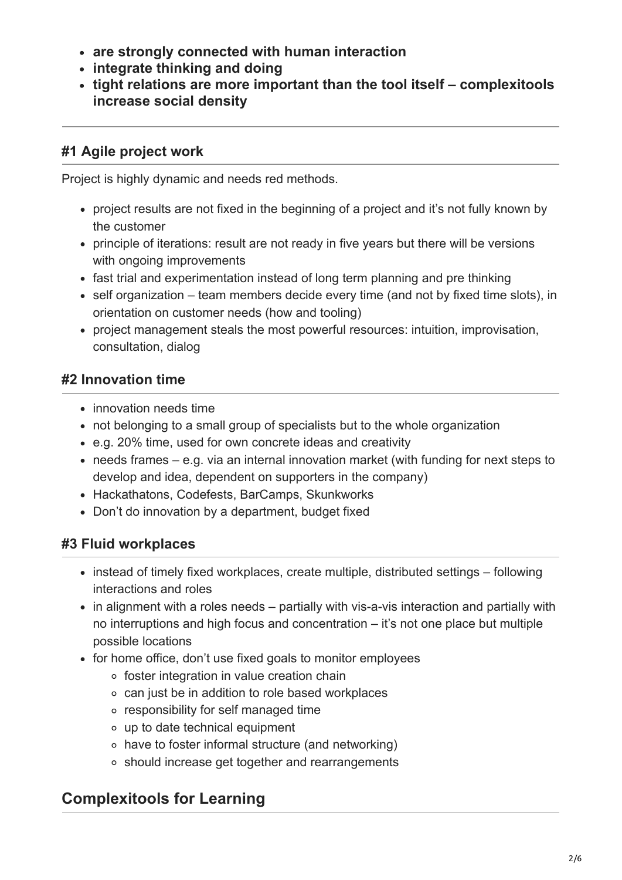- **are strongly connected with human interaction**
- **integrate thinking and doing**
- **tight relations are more important than the tool itself – complexitools increase social density**

---

### #1 Agile project work

Project is highly dynamic and needs red methods.

- project results are not fixed in the beginning of a project and it's not fully known by the customer
- principle of iterations: result are not ready in five years but there will be versions with ongoing improvements
- fast trial and experimentation instead of long term planning and pre thinking
- self organization – team members decide every time (and not by fixed time slots), in orientation on customer needs (how and tooling)
- project management steals the most powerful resources: intuition, improvisation, consultation, dialog

### #2 Innovation time

- innovation needs time
- not belonging to a small group of specialists but to the whole organization
- e.g. 20% time, used for own concrete ideas and creativity
- needs frames – e.g. via an internal innovation market (with funding for next steps to develop and idea, dependent on supporters in the company)
- Hackathatons, Codefests, BarCamps, Skunkworks
- Don't do innovation by a department, budget fixed

### #3 Fluid workplaces

- instead of timely fixed workplaces, create multiple, distributed settings – following interactions and roles
- in alignment with a roles needs – partially with vis-a-vis interaction and partially with no interruptions and high focus and concentration – it's not one place but multiple possible locations
- for home office, don't use fixed goals to monitor employees
  - foster integration in value creation chain
  - can just be in addition to role based workplaces
  - responsibility for self managed time
  - up to date technical equipment
  - have to foster informal structure (and networking)
  - should increase get together and rearrangements

## Complexitools for Learning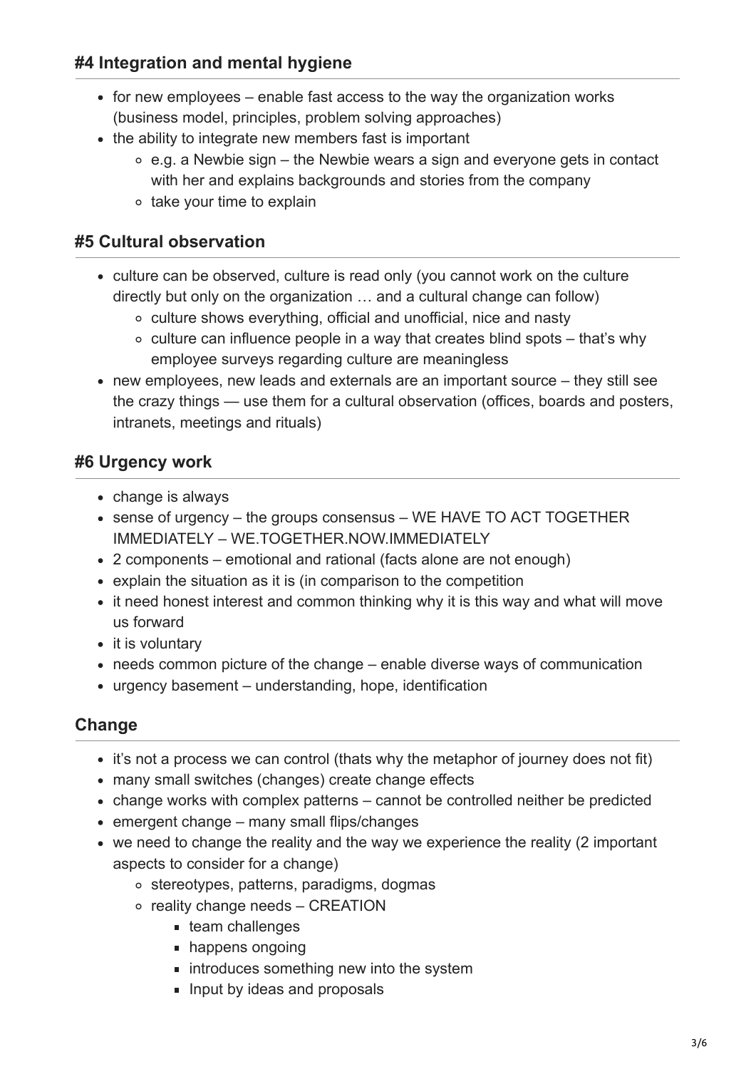### #4 Integration and mental hygiene

- for new employees – enable fast access to the way the organization works (business model, principles, problem solving approaches)
- the ability to integrate new members fast is important
  - e.g. a Newbie sign – the Newbie wears a sign and everyone gets in contact with her and explains backgrounds and stories from the company
  - take your time to explain

### #5 Cultural observation

- culture can be observed, culture is read only (you cannot work on the culture directly but only on the organization … and a cultural change can follow)
  - culture shows everything, official and unofficial, nice and nasty
  - culture can influence people in a way that creates blind spots – that's why employee surveys regarding culture are meaningless
- new employees, new leads and externals are an important source – they still see the crazy things — use them for a cultural observation (offices, boards and posters, intranets, meetings and rituals)

### #6 Urgency work

- change is always
- sense of urgency – the groups consensus – WE HAVE TO ACT TOGETHER IMMEDIATELY – WE.TOGETHER.NOW.IMMEDIATELY
- 2 components – emotional and rational (facts alone are not enough)
- explain the situation as it is (in comparison to the competition
- it need honest interest and common thinking why it is this way and what will move us forward
- it is voluntary
- needs common picture of the change – enable diverse ways of communication
- urgency basement – understanding, hope, identification

### Change

- it's not a process we can control (thats why the metaphor of journey does not fit)
- many small switches (changes) create change effects
- change works with complex patterns – cannot be controlled neither be predicted
- emergent change – many small flips/changes
- we need to change the reality and the way we experience the reality (2 important aspects to consider for a change)
  - stereotypes, patterns, paradigms, dogmas
  - reality change needs – CREATION
    - team challenges
    - happens ongoing
    - introduces something new into the system
    - Input by ideas and proposals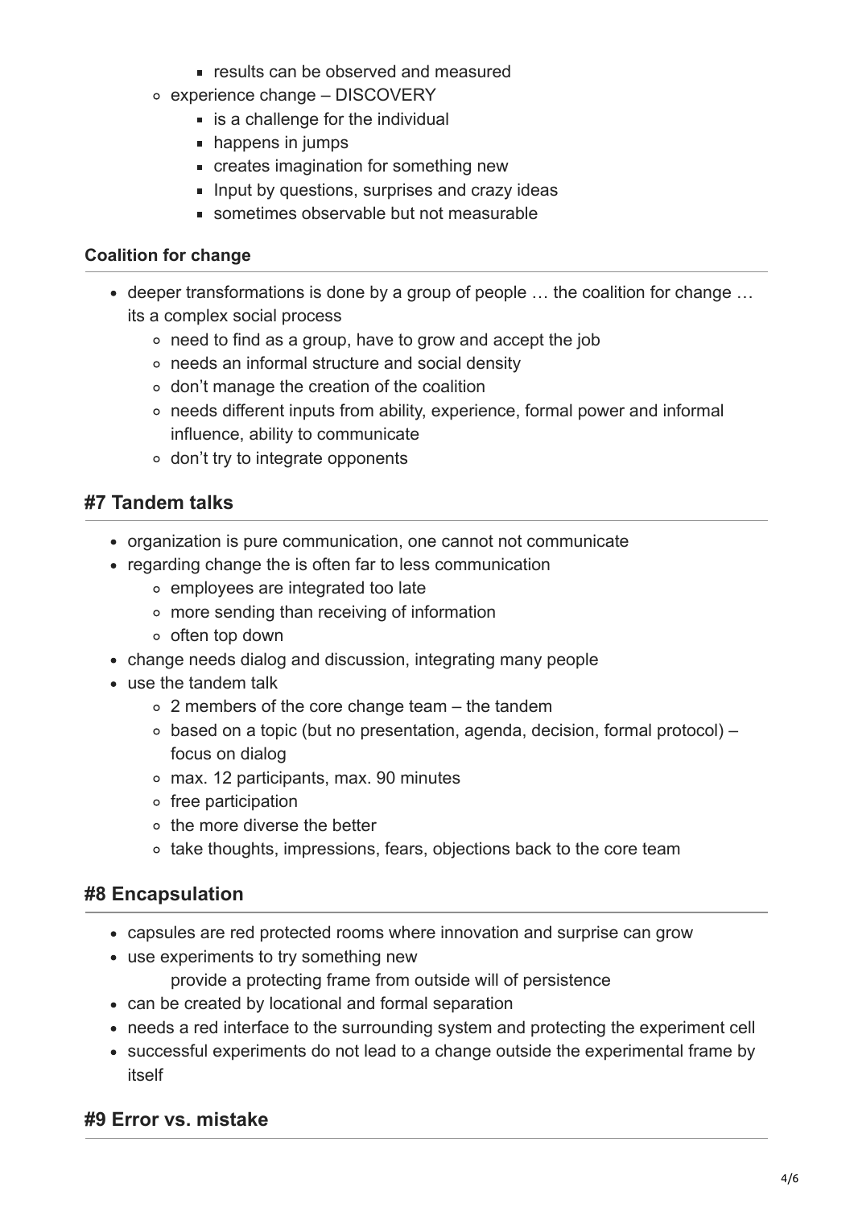- results can be observed and measured
  - experience change – DISCOVERY
    - is a challenge for the individual
    - happens in jumps
    - creates imagination for something new
    - Input by questions, surprises and crazy ideas
    - sometimes observable but not measurable

**Coalition for change**

- deeper transformations is done by a group of people … the coalition for change … its a complex social process
  - need to find as a group, have to grow and accept the job
  - needs an informal structure and social density
  - don't manage the creation of the coalition
  - needs different inputs from ability, experience, formal power and informal influence, ability to communicate
  - don't try to integrate opponents

## #7 Tandem talks

- organization is pure communication, one cannot not communicate
- regarding change the is often far to less communication
  - employees are integrated too late
  - more sending than receiving of information
  - often top down
- change needs dialog and discussion, integrating many people
- use the tandem talk
  - 2 members of the core change team – the tandem
  - based on a topic (but no presentation, agenda, decision, formal protocol) – focus on dialog
  - max. 12 participants, max. 90 minutes
  - free participation
  - the more diverse the better
  - take thoughts, impressions, fears, objections back to the core team

## #8 Encapsulation

- capsules are red protected rooms where innovation and surprise can grow
- use experiments to try something new

  provide a protecting frame from outside will of persistence
- can be created by locational and formal separation
- needs a red interface to the surrounding system and protecting the experiment cell
- successful experiments do not lead to a change outside the experimental frame by itself

## #9 Error vs. mistake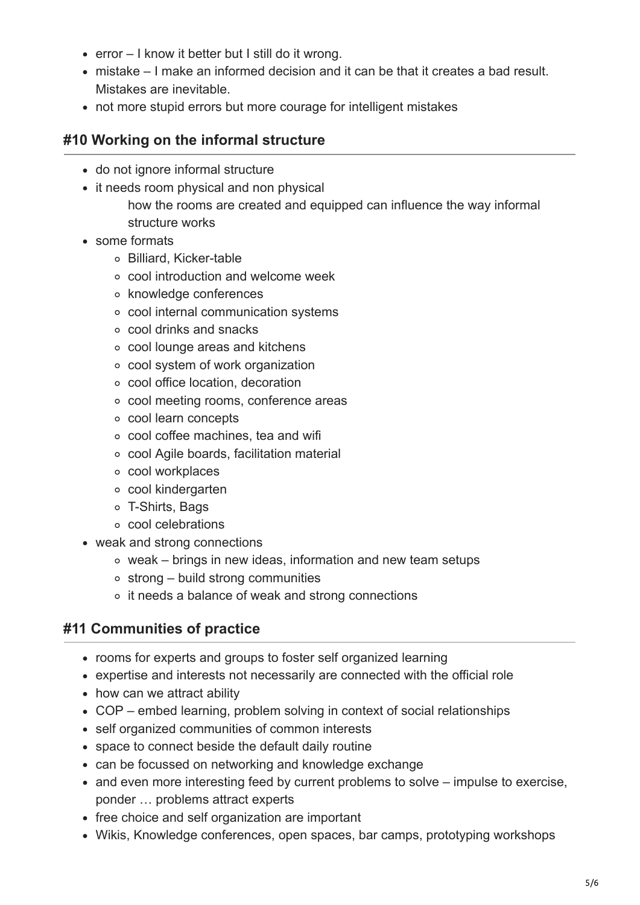- error – I know it better but I still do it wrong.
- mistake – I make an informed decision and it can be that it creates a bad result. Mistakes are inevitable.
- not more stupid errors but more courage for intelligent mistakes

## #10 Working on the informal structure

- do not ignore informal structure
- it needs room physical and non physical

  how the rooms are created and equipped can influence the way informal structure works
- some formats
  - Billiard, Kicker-table
  - cool introduction and welcome week
  - knowledge conferences
  - cool internal communication systems
  - cool drinks and snacks
  - cool lounge areas and kitchens
  - cool system of work organization
  - cool office location, decoration
  - cool meeting rooms, conference areas
  - cool learn concepts
  - cool coffee machines, tea and wifi
  - cool Agile boards, facilitation material
  - cool workplaces
  - cool kindergarten
  - T-Shirts, Bags
  - cool celebrations
- weak and strong connections
  - weak – brings in new ideas, information and new team setups
  - strong – build strong communities
  - it needs a balance of weak and strong connections

## #11 Communities of practice

- rooms for experts and groups to foster self organized learning
- expertise and interests not necessarily are connected with the official role
- how can we attract ability
- COP – embed learning, problem solving in context of social relationships
- self organized communities of common interests
- space to connect beside the default daily routine
- can be focussed on networking and knowledge exchange
- and even more interesting feed by current problems to solve – impulse to exercise, ponder … problems attract experts
- free choice and self organization are important
- Wikis, Knowledge conferences, open spaces, bar camps, prototyping workshops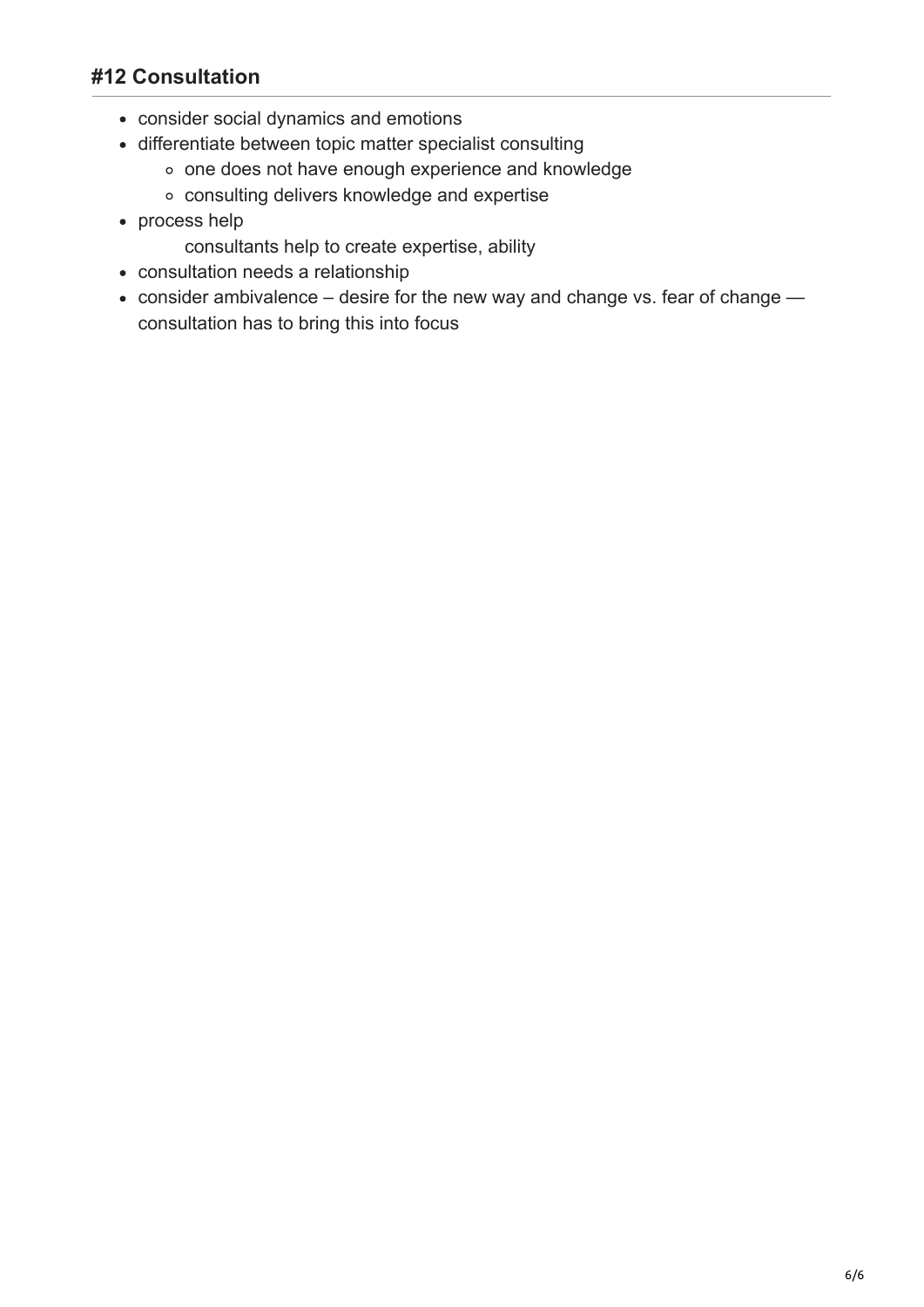## #12 Consultation

- consider social dynamics and emotions
- differentiate between topic matter specialist consulting
    - one does not have enough experience and knowledge
    - consulting delivers knowledge and expertise
- process help

    consultants help to create expertise, ability
- consultation needs a relationship
- consider ambivalence – desire for the new way and change vs. fear of change — consultation has to bring this into focus